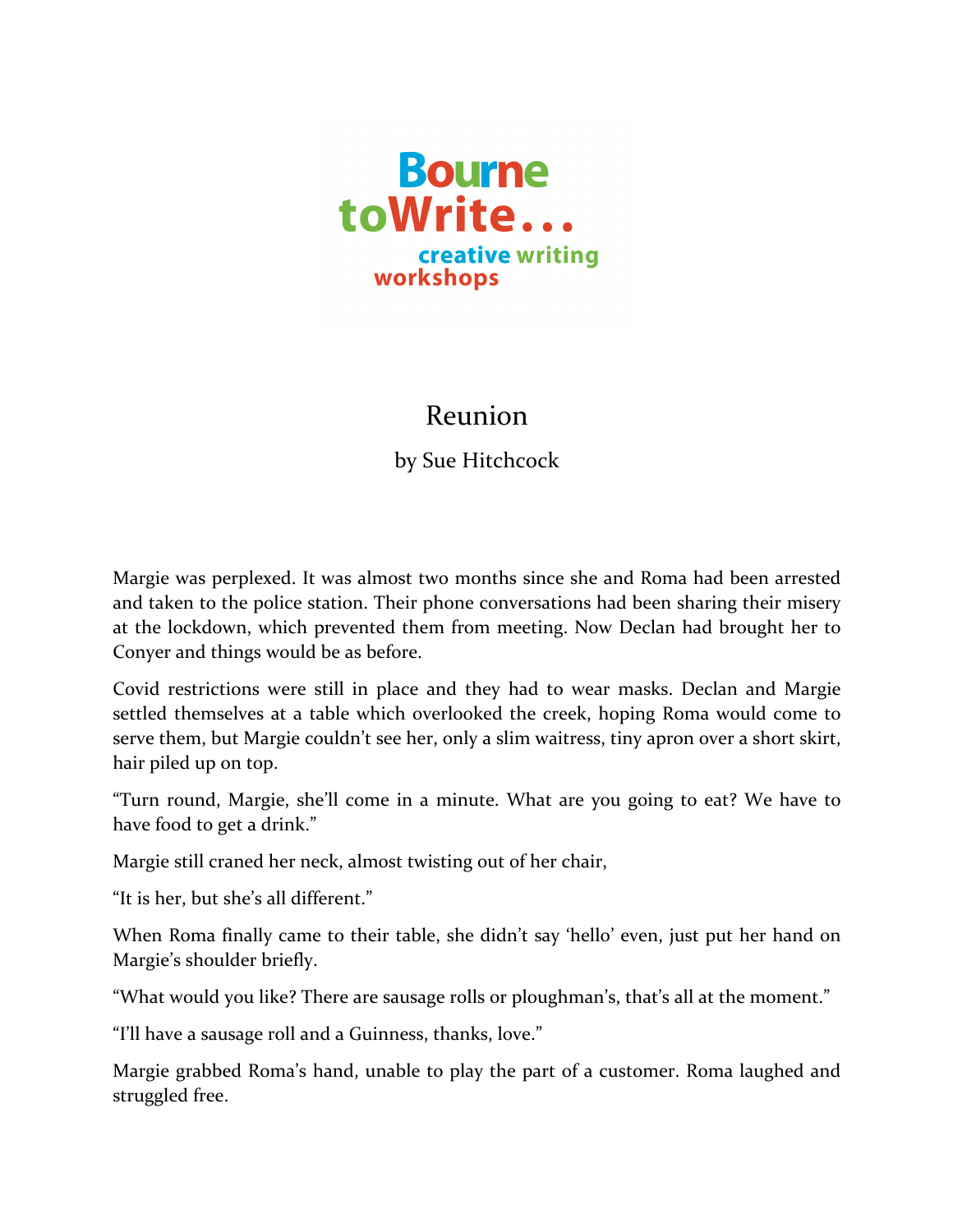Bourne toWrite... creative writing workshops

# Reunion

by Sue Hitchcock

Margie was perplexed. It was almost two months since she and Roma had been arrested and taken to the police station. Their phone conversations had been sharing their misery at the lockdown, which prevented them from meeting. Now Declan had brought her to Conyer and things would be as before.

Covid restrictions were still in place and they had to wear masks. Declan and Margie settled themselves at a table which overlooked the creek, hoping Roma would come to serve them, but Margie couldn't see her, only a slim waitress, tiny apron over a short skirt, hair piled up on top.

"Turn round, Margie, she'll come in a minute. What are you going to eat? We have to have food to get a drink."

Margie still craned her neck, almost twisting out of her chair,

"It is her, but she's all different."

When Roma finally came to their table, she didn't say 'hello' even, just put her hand on Margie's shoulder briefly.

"What would you like? There are sausage rolls or ploughman's, that's all at the moment."

"I'll have a sausage roll and a Guinness, thanks, love."

Margie grabbed Roma's hand, unable to play the part of a customer. Roma laughed and struggled free.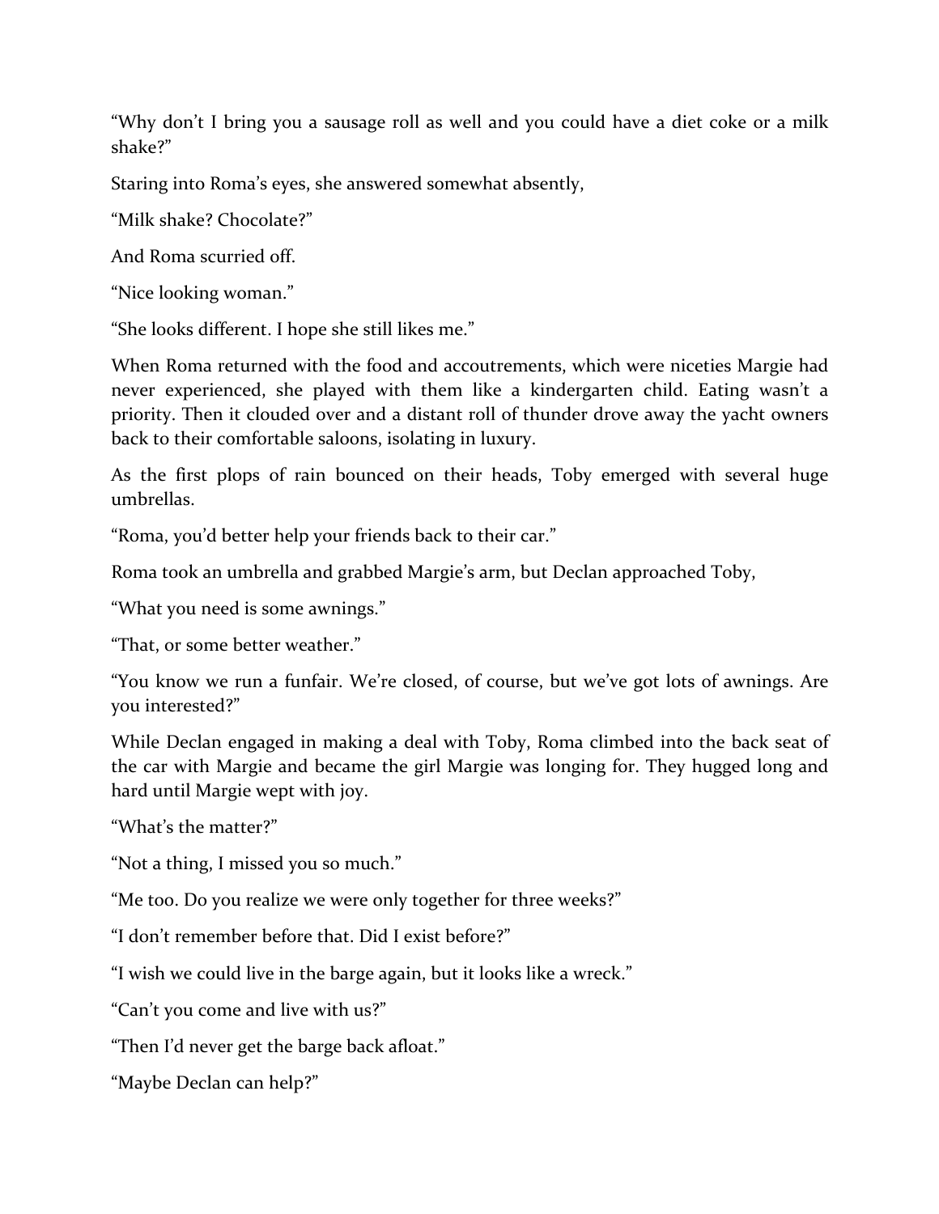“Why don’t I bring you a sausage roll as well and you could have a diet coke or a milk shake?”

Staring into Roma’s eyes, she answered somewhat absently,

“Milk shake? Chocolate?”

And Roma scurried off.

“Nice looking woman.”

“She looks different. I hope she still likes me.”

When Roma returned with the food and accoutrements, which were niceties Margie had never experienced, she played with them like a kindergarten child. Eating wasn’t a priority. Then it clouded over and a distant roll of thunder drove away the yacht owners back to their comfortable saloons, isolating in luxury.

As the first plops of rain bounced on their heads, Toby emerged with several huge umbrellas.

“Roma, you’d better help your friends back to their car.”

Roma took an umbrella and grabbed Margie’s arm, but Declan approached Toby,

“What you need is some awnings.”

“That, or some better weather.”

“You know we run a funfair. We’re closed, of course, but we’ve got lots of awnings. Are you interested?”

While Declan engaged in making a deal with Toby, Roma climbed into the back seat of the car with Margie and became the girl Margie was longing for. They hugged long and hard until Margie wept with joy.

“What’s the matter?”

“Not a thing, I missed you so much.”

“Me too. Do you realize we were only together for three weeks?”

“I don’t remember before that. Did I exist before?”

“I wish we could live in the barge again, but it looks like a wreck.”

“Can’t you come and live with us?”

“Then I’d never get the barge back afloat.”

“Maybe Declan can help?”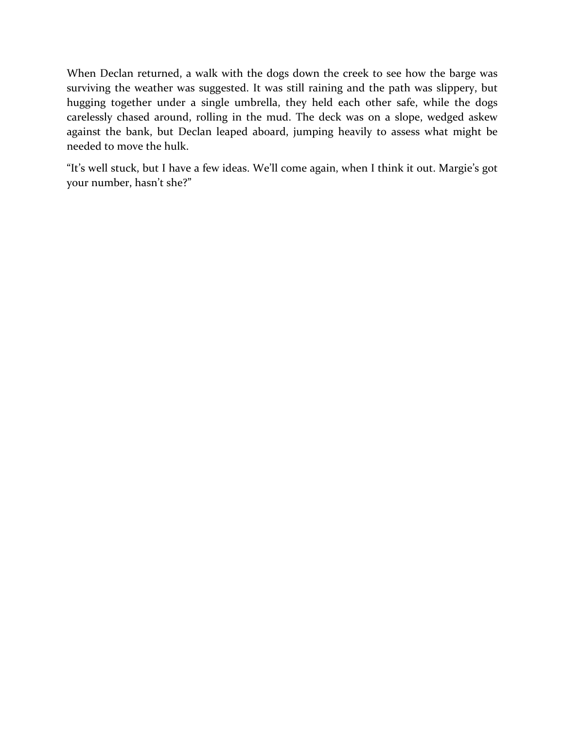When Declan returned, a walk with the dogs down the creek to see how the barge was surviving the weather was suggested. It was still raining and the path was slippery, but hugging together under a single umbrella, they held each other safe, while the dogs carelessly chased around, rolling in the mud. The deck was on a slope, wedged askew against the bank, but Declan leaped aboard, jumping heavily to assess what might be needed to move the hulk.

"It's well stuck, but I have a few ideas. We'll come again, when I think it out. Margie's got your number, hasn't she?"